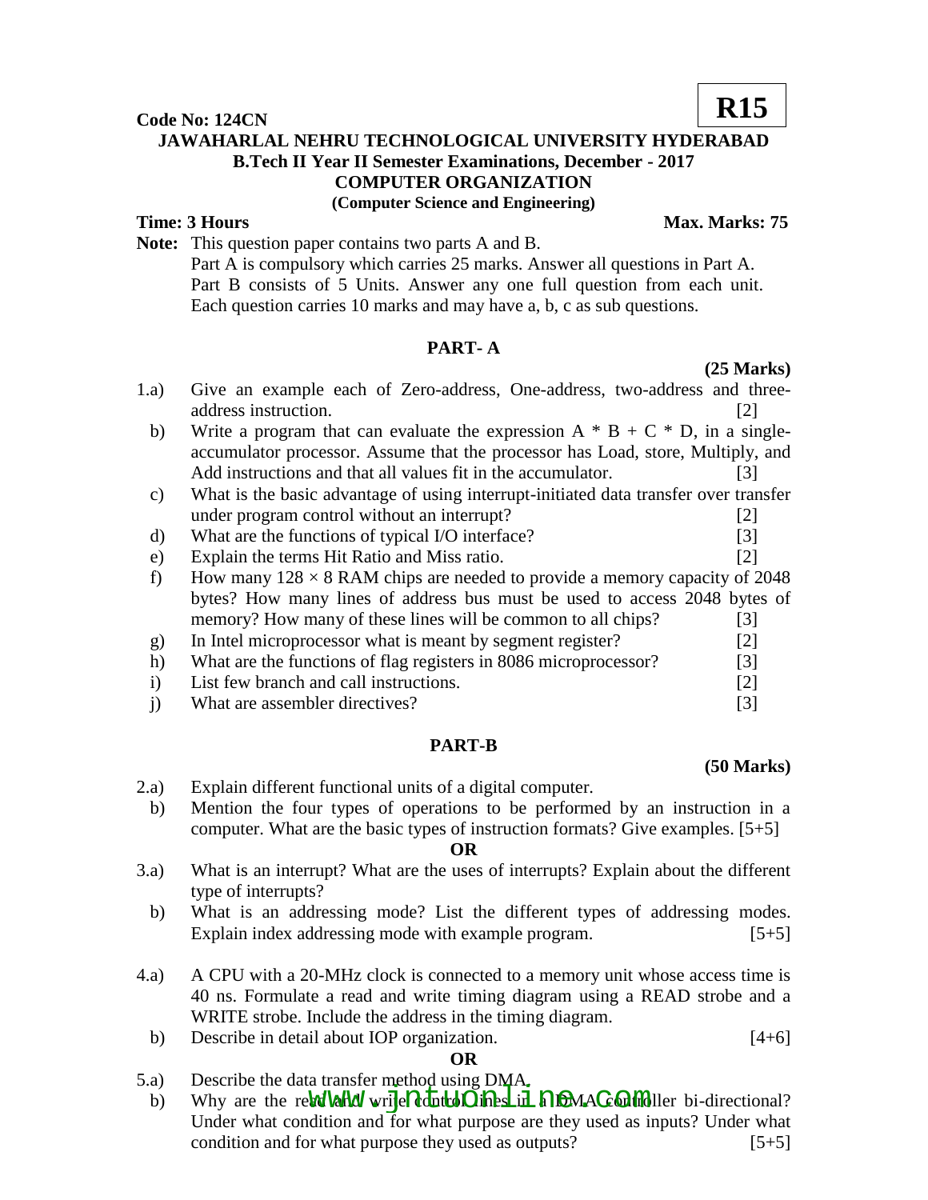**Code No: 124CN** **R15**

**JAWAHARLAL NEHRU TECHNOLOGICAL UNIVERSITY HYDERABAD**
**B.Tech II Year II Semester Examinations, December - 2017**
**COMPUTER ORGANIZATION**
**(Computer Science and Engineering)**

**Time: 3 Hours** **Max. Marks: 75**

**Note:** This question paper contains two parts A and B.
Part A is compulsory which carries 25 marks. Answer all questions in Part A.
Part B consists of 5 Units. Answer any one full question from each unit.
Each question carries 10 marks and may have a, b, c as sub questions.

## PART- A

**(25 Marks)**

1.a) Give an example each of Zero-address, One-address, two-address and three-address instruction. [2]

b) Write a program that can evaluate the expression A * B + C * D, in a single-accumulator processor. Assume that the processor has Load, store, Multiply, and Add instructions and that all values fit in the accumulator. [3]

c) What is the basic advantage of using interrupt-initiated data transfer over transfer under program control without an interrupt? [2]

d) What are the functions of typical I/O interface? [3]

e) Explain the terms Hit Ratio and Miss ratio. [2]

f) How many $128 \times 8$ RAM chips are needed to provide a memory capacity of 2048 bytes? How many lines of address bus must be used to access 2048 bytes of memory? How many of these lines will be common to all chips? [3]

g) In Intel microprocessor what is meant by segment register? [2]

h) What are the functions of flag registers in 8086 microprocessor? [3]

i) List few branch and call instructions. [2]

j) What are assembler directives? [3]

## PART-B

**(50 Marks)**

2.a) Explain different functional units of a digital computer.

b) Mention the four types of operations to be performed by an instruction in a computer. What are the basic types of instruction formats? Give examples. [5+5]

**OR**

3.a) What is an interrupt? What are the uses of interrupts? Explain about the different type of interrupts?

b) What is an addressing mode? List the different types of addressing modes. Explain index addressing mode with example program. [5+5]

4.a) A CPU with a 20-MHz clock is connected to a memory unit whose access time is 40 ns. Formulate a read and write timing diagram using a READ strobe and a WRITE strobe. Include the address in the timing diagram.

b) Describe in detail about IOP organization. [4+6]

**OR**

5.a) Describe the data transfer method using DMA.

b) Why are the read and write control lines in a DMA controller bi-directional? Under what condition and for what purpose are they used as inputs? Under what condition and for what purpose they used as outputs? [5+5]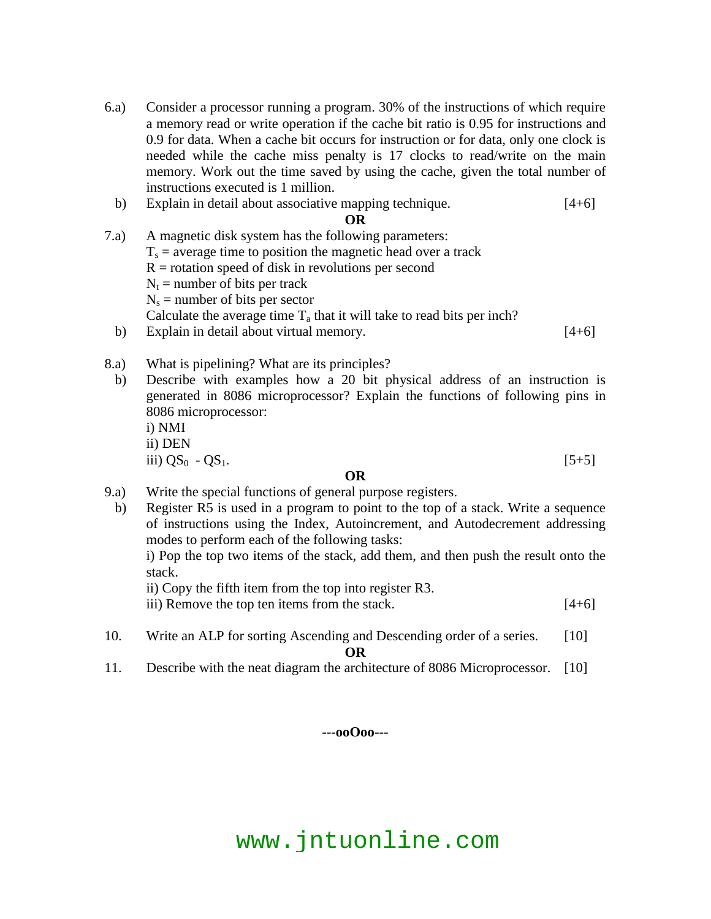6.a) Consider a processor running a program. 30% of the instructions of which require a memory read or write operation if the cache bit ratio is 0.95 for instructions and 0.9 for data. When a cache bit occurs for instruction or for data, only one clock is needed while the cache miss penalty is 17 clocks to read/write on the main memory. Work out the time saved by using the cache, given the total number of instructions executed is 1 million.

b) Explain in detail about associative mapping technique. [4+6]

**OR**

7.a) A magnetic disk system has the following parameters:
$T_s$ = average time to position the magnetic head over a track
R = rotation speed of disk in revolutions per second
$N_t$ = number of bits per track
$N_s$ = number of bits per sector
Calculate the average time $T_a$ that it will take to read bits per inch?

b) Explain in detail about virtual memory. [4+6]

8.a) What is pipelining? What are its principles?

b) Describe with examples how a 20 bit physical address of an instruction is generated in 8086 microprocessor? Explain the functions of following pins in 8086 microprocessor:
i) NMI
ii) DEN
iii) $QS_0$ - $QS_1$. [5+5]

**OR**

9.a) Write the special functions of general purpose registers.

b) Register R5 is used in a program to point to the top of a stack. Write a sequence of instructions using the Index, Autoincrement, and Autodecrement addressing modes to perform each of the following tasks:
i) Pop the top two items of the stack, add them, and then push the result onto the stack.
ii) Copy the fifth item from the top into register R3.
iii) Remove the top ten items from the stack. [4+6]

10. Write an ALP for sorting Ascending and Descending order of a series. [10]

**OR**

11. Describe with the neat diagram the architecture of 8086 Microprocessor. [10]

---ooOoo---